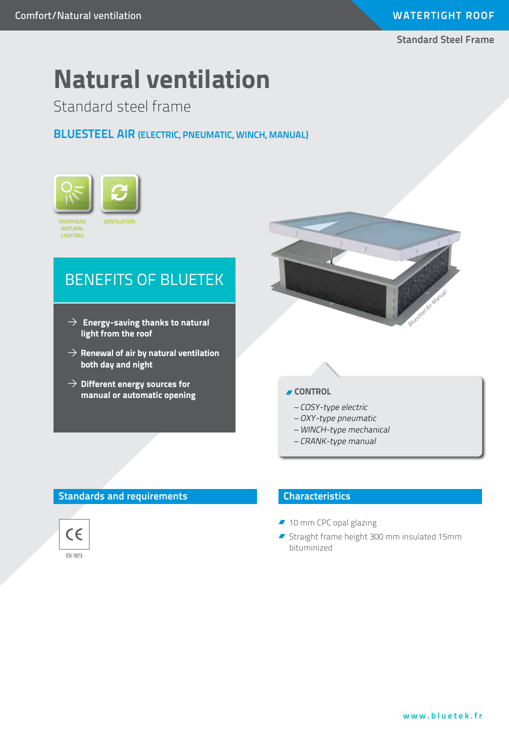# Natural ventilation

## Standard steel frame

**BLUESTEEL AIR (ELECTRIC, PNEUMATIC, WINCH, MANUAL)**

OVERHEAD NATURAL LIGHTING

VENTILATION

## BENEFITS OF BLUETEK

- → **Energy-saving thanks to natural light from the roof**
- → **Renewal of air by natural ventilation both day and night**
- → **Different energy sources for manual or automatic opening**

Bluesteel Air Manual

**CONTROL**

- *– COSY-type electric*
- *– OXY-type pneumatic*
- *– WINCH-type mechanical*
- *– CRANK-type manual*

## Standards and requirements

CE

EN 1873

## Characteristics

- 10 mm CPC opal glazing
- Straight frame height 300 mm insulated 15mm bituminized

www.bluetek.fr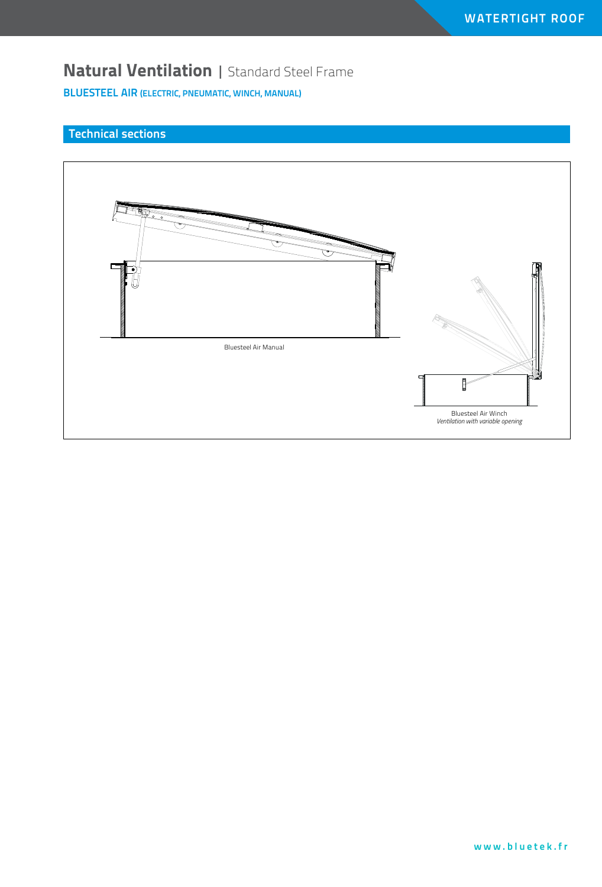# Natural Ventilation | Standard Steel Frame

**BLUESTEEL AIR (ELECTRIC, PNEUMATIC, WINCH, MANUAL)**

## Technical sections

Bluesteel Air Manual

Bluesteel Air Winch
*Ventilation with variable opening*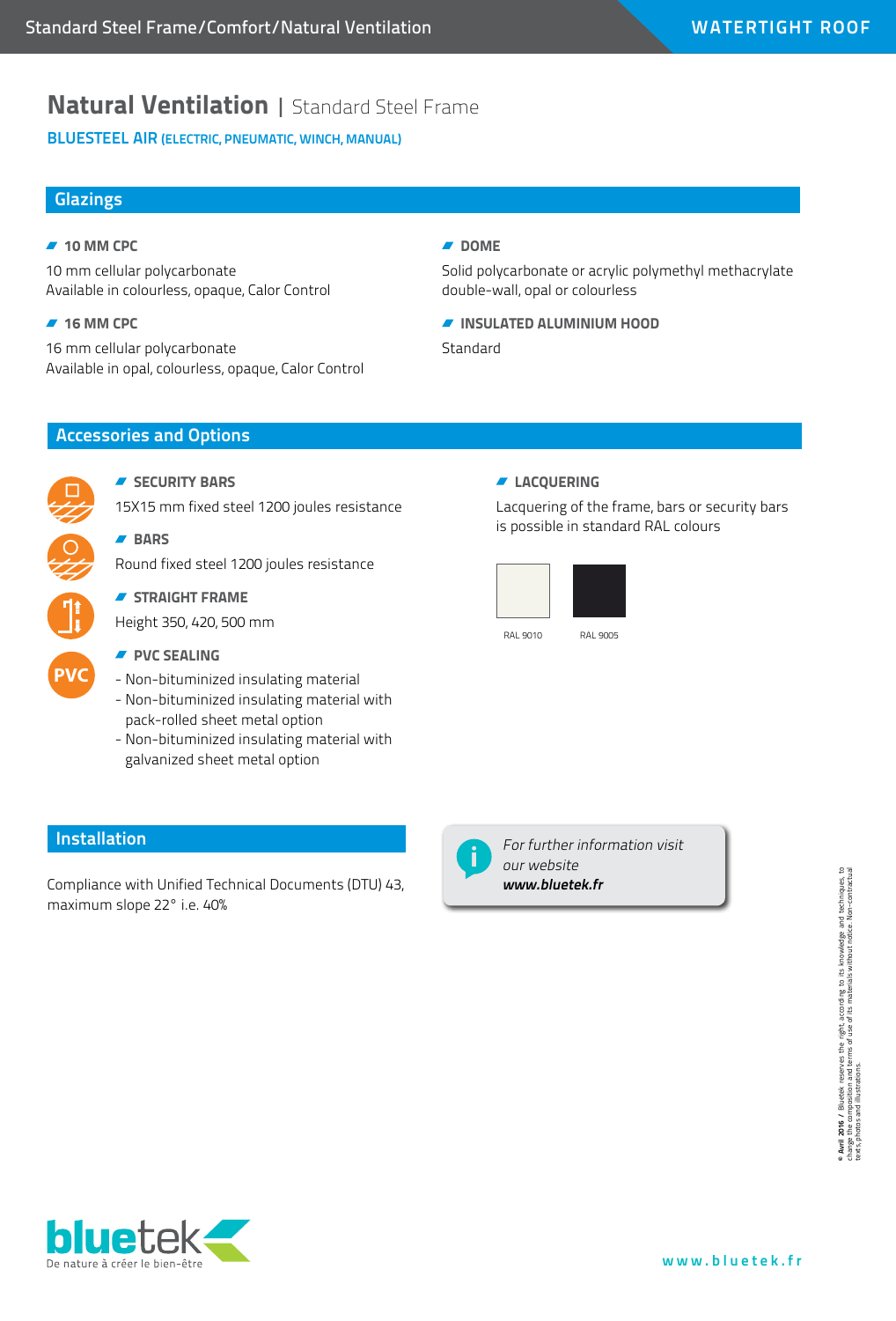# Natural Ventilation | Standard Steel Frame

**BLUESTEEL AIR (ELECTRIC, PNEUMATIC, WINCH, MANUAL)**

## Glazings

### 10 MM CPC

10 mm cellular polycarbonate
Available in colourless, opaque, Calor Control

### 16 MM CPC

16 mm cellular polycarbonate
Available in opal, colourless, opaque, Calor Control

### DOME

Solid polycarbonate or acrylic polymethyl methacrylate double-wall, opal or colourless

### INSULATED ALUMINIUM HOOD

Standard

## Accessories and Options

### SECURITY BARS

15X15 mm fixed steel 1200 joules resistance

### BARS

Round fixed steel 1200 joules resistance

### STRAIGHT FRAME

Height 350, 420, 500 mm

### PVC SEALING

- Non-bituminized insulating material
- Non-bituminized insulating material with pack-rolled sheet metal option
- Non-bituminized insulating material with galvanized sheet metal option

### LACQUERING

Lacquering of the frame, bars or security bars is possible in standard RAL colours

RAL 9010

RAL 9005

## Installation

Compliance with Unified Technical Documents (DTU) 43, maximum slope 22° i.e. 40%

*For further information visit our website* ***www.bluetek.fr***

© Avril 2016 / Bluetek reserves the right, according to its knowledge and techniques, to change the composition and terms of use of its materials without notice. Non-contractual texts, photos and illustrations.

bluetek
De nature à créer le bien-être

www.bluetek.fr